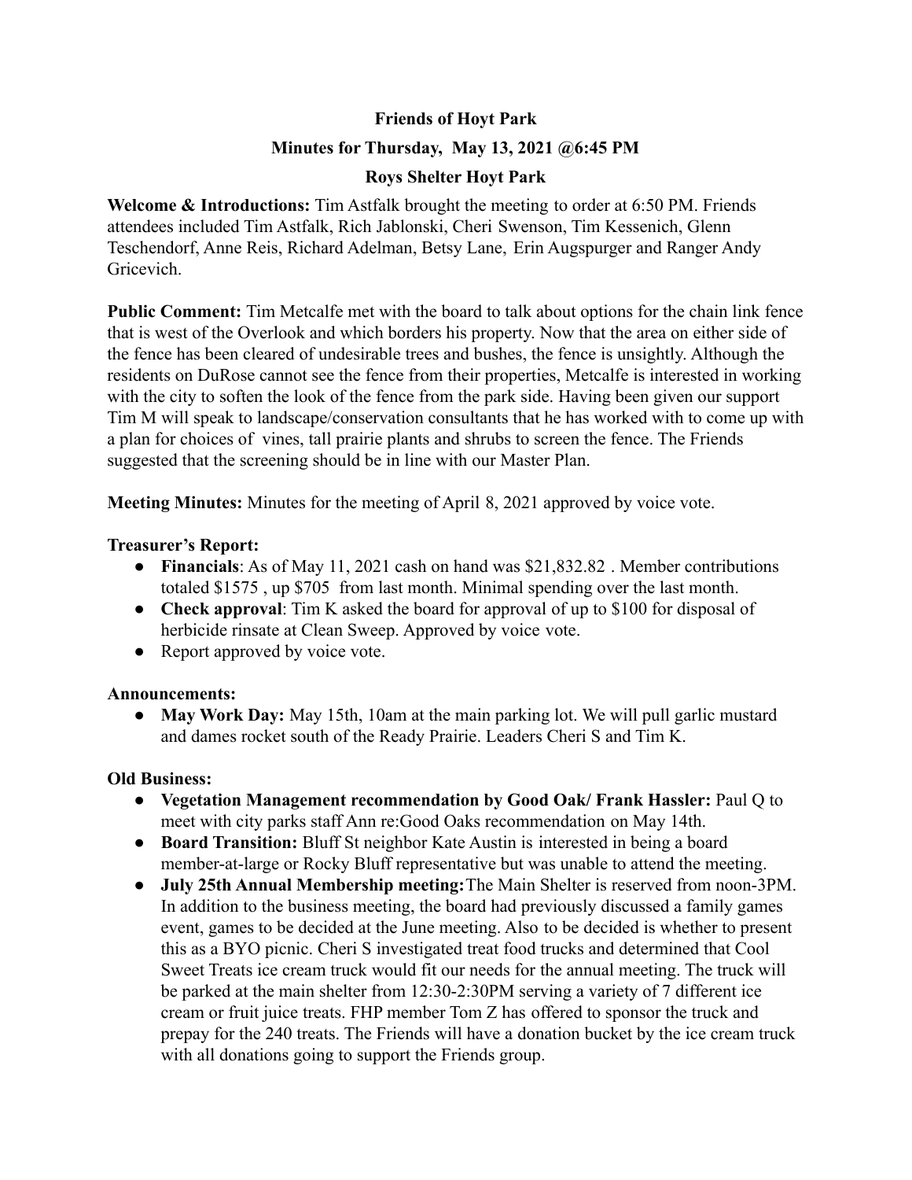**Friends of Hoyt Park**

**Minutes for Thursday, May 13, 2021 @6:45 PM**

**Roys Shelter Hoyt Park**

**Welcome & Introductions:** Tim Astfalk brought the meeting to order at 6:50 PM. Friends attendees included Tim Astfalk, Rich Jablonski, Cheri Swenson, Tim Kessenich, Glenn Teschendorf, Anne Reis, Richard Adelman, Betsy Lane, Erin Augspurger and Ranger Andy Gricevich.

**Public Comment:** Tim Metcalfe met with the board to talk about options for the chain link fence that is west of the Overlook and which borders his property. Now that the area on either side of the fence has been cleared of undesirable trees and bushes, the fence is unsightly. Although the residents on DuRose cannot see the fence from their properties, Metcalfe is interested in working with the city to soften the look of the fence from the park side. Having been given our support Tim M will speak to landscape/conservation consultants that he has worked with to come up with a plan for choices of vines, tall prairie plants and shrubs to screen the fence. The Friends suggested that the screening should be in line with our Master Plan.

**Meeting Minutes:** Minutes for the meeting of April 8, 2021 approved by voice vote.

**Treasurer's Report:**

- **Financials**: As of May 11, 2021 cash on hand was $21,832.82 . Member contributions totaled $1575 , up $705 from last month. Minimal spending over the last month.
- **Check approval**: Tim K asked the board for approval of up to $100 for disposal of herbicide rinsate at Clean Sweep. Approved by voice vote.
- Report approved by voice vote.

**Announcements:**

- **May Work Day:** May 15th, 10am at the main parking lot. We will pull garlic mustard and dames rocket south of the Ready Prairie. Leaders Cheri S and Tim K.

**Old Business:**

- **Vegetation Management recommendation by Good Oak/ Frank Hassler:** Paul Q to meet with city parks staff Ann re:Good Oaks recommendation on May 14th.
- **Board Transition:** Bluff St neighbor Kate Austin is interested in being a board member-at-large or Rocky Bluff representative but was unable to attend the meeting.
- **July 25th Annual Membership meeting:** The Main Shelter is reserved from noon-3PM. In addition to the business meeting, the board had previously discussed a family games event, games to be decided at the June meeting. Also to be decided is whether to present this as a BYO picnic. Cheri S investigated treat food trucks and determined that Cool Sweet Treats ice cream truck would fit our needs for the annual meeting. The truck will be parked at the main shelter from 12:30-2:30PM serving a variety of 7 different ice cream or fruit juice treats. FHP member Tom Z has offered to sponsor the truck and prepay for the 240 treats. The Friends will have a donation bucket by the ice cream truck with all donations going to support the Friends group.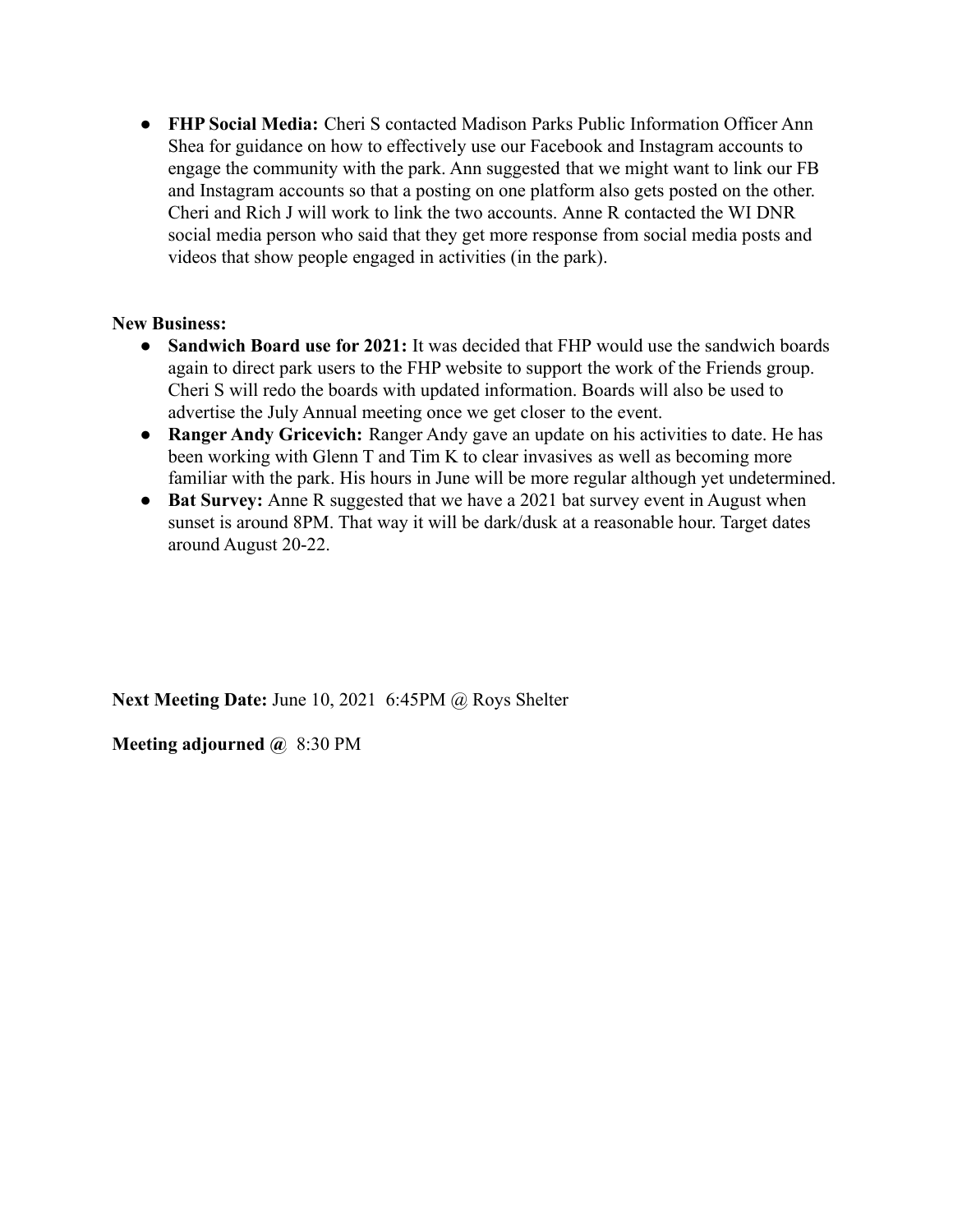- **FHP Social Media:** Cheri S contacted Madison Parks Public Information Officer Ann Shea for guidance on how to effectively use our Facebook and Instagram accounts to engage the community with the park. Ann suggested that we might want to link our FB and Instagram accounts so that a posting on one platform also gets posted on the other. Cheri and Rich J will work to link the two accounts. Anne R contacted the WI DNR social media person who said that they get more response from social media posts and videos that show people engaged in activities (in the park).

**New Business:**

- **Sandwich Board use for 2021:** It was decided that FHP would use the sandwich boards again to direct park users to the FHP website to support the work of the Friends group. Cheri S will redo the boards with updated information. Boards will also be used to advertise the July Annual meeting once we get closer to the event.
- **Ranger Andy Gricevich:** Ranger Andy gave an update on his activities to date. He has been working with Glenn T and Tim K to clear invasives as well as becoming more familiar with the park. His hours in June will be more regular although yet undetermined.
- **Bat Survey:** Anne R suggested that we have a 2021 bat survey event in August when sunset is around 8PM. That way it will be dark/dusk at a reasonable hour. Target dates around August 20-22.

**Next Meeting Date:** June 10, 2021 6:45PM @ Roys Shelter

**Meeting adjourned @** 8:30 PM